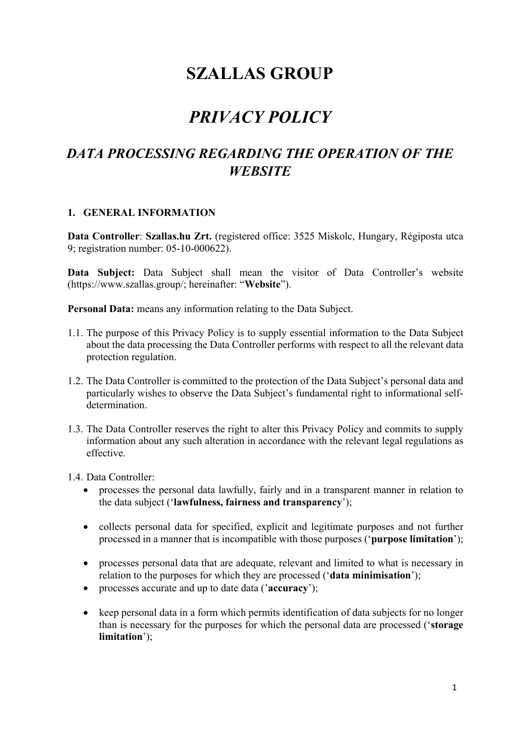# SZALLAS GROUP

# *PRIVACY POLICY*

## *DATA PROCESSING REGARDING THE OPERATION OF THE WEBSITE*

### 1. GENERAL INFORMATION

**Data Controller**: **Szallas.hu Zrt.** (registered office: 3525 Miskolc, Hungary, Régiposta utca 9; registration number: 05-10-000622).

**Data Subject:** Data Subject shall mean the visitor of Data Controller's website (https://www.szallas.group/; hereinafter: "**Website**").

**Personal Data:** means any information relating to the Data Subject.

1.1. The purpose of this Privacy Policy is to supply essential information to the Data Subject about the data processing the Data Controller performs with respect to all the relevant data protection regulation.

1.2. The Data Controller is committed to the protection of the Data Subject's personal data and particularly wishes to observe the Data Subject's fundamental right to informational self-determination.

1.3. The Data Controller reserves the right to alter this Privacy Policy and commits to supply information about any such alteration in accordance with the relevant legal regulations as effective.

1.4. Data Controller:

- processes the personal data lawfully, fairly and in a transparent manner in relation to the data subject ('**lawfulness, fairness and transparency**');
- collects personal data for specified, explicit and legitimate purposes and not further processed in a manner that is incompatible with those purposes ('**purpose limitation**');
- processes personal data that are adequate, relevant and limited to what is necessary in relation to the purposes for which they are processed ('**data minimisation**');
- processes accurate and up to date data ('**accuracy**');
- keep personal data in a form which permits identification of data subjects for no longer than is necessary for the purposes for which the personal data are processed ('**storage limitation**');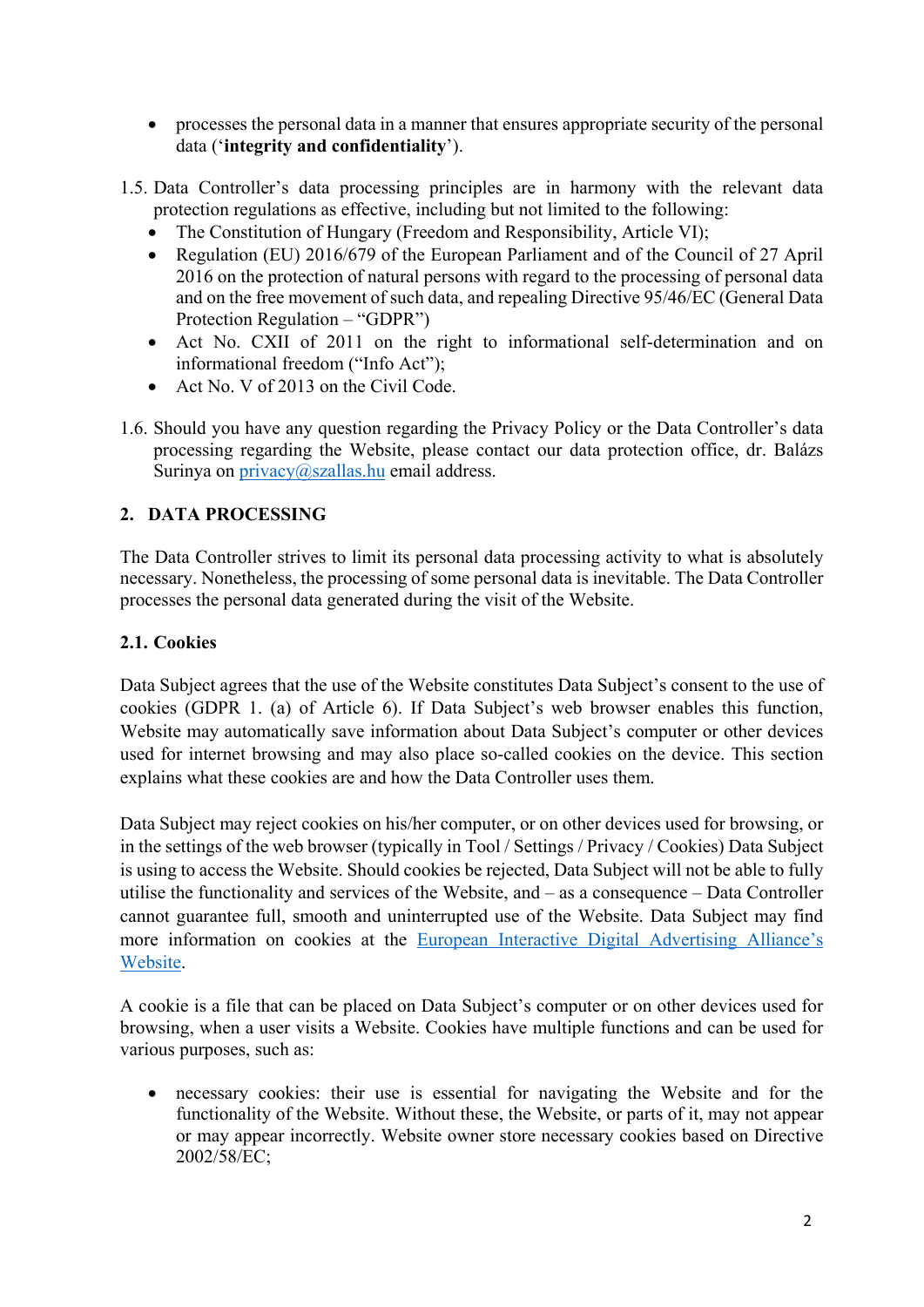- processes the personal data in a manner that ensures appropriate security of the personal data ('**integrity and confidentiality**').

1.5. Data Controller's data processing principles are in harmony with the relevant data protection regulations as effective, including but not limited to the following:
   - The Constitution of Hungary (Freedom and Responsibility, Article VI);
   - Regulation (EU) 2016/679 of the European Parliament and of the Council of 27 April 2016 on the protection of natural persons with regard to the processing of personal data and on the free movement of such data, and repealing Directive 95/46/EC (General Data Protection Regulation – "GDPR")
   - Act No. CXII of 2011 on the right to informational self-determination and on informational freedom ("Info Act");
   - Act No. V of 2013 on the Civil Code.

1.6. Should you have any question regarding the Privacy Policy or the Data Controller's data processing regarding the Website, please contact our data protection office, dr. Balázs Surinya on privacy@szallas.hu email address.

## 2. DATA PROCESSING

The Data Controller strives to limit its personal data processing activity to what is absolutely necessary. Nonetheless, the processing of some personal data is inevitable. The Data Controller processes the personal data generated during the visit of the Website.

### 2.1. Cookies

Data Subject agrees that the use of the Website constitutes Data Subject's consent to the use of cookies (GDPR 1. (a) of Article 6). If Data Subject's web browser enables this function, Website may automatically save information about Data Subject's computer or other devices used for internet browsing and may also place so-called cookies on the device. This section explains what these cookies are and how the Data Controller uses them.

Data Subject may reject cookies on his/her computer, or on other devices used for browsing, or in the settings of the web browser (typically in Tool / Settings / Privacy / Cookies) Data Subject is using to access the Website. Should cookies be rejected, Data Subject will not be able to fully utilise the functionality and services of the Website, and – as a consequence – Data Controller cannot guarantee full, smooth and uninterrupted use of the Website. Data Subject may find more information on cookies at the European Interactive Digital Advertising Alliance's Website.

A cookie is a file that can be placed on Data Subject's computer or on other devices used for browsing, when a user visits a Website. Cookies have multiple functions and can be used for various purposes, such as:

- necessary cookies: their use is essential for navigating the Website and for the functionality of the Website. Without these, the Website, or parts of it, may not appear or may appear incorrectly. Website owner store necessary cookies based on Directive 2002/58/EC;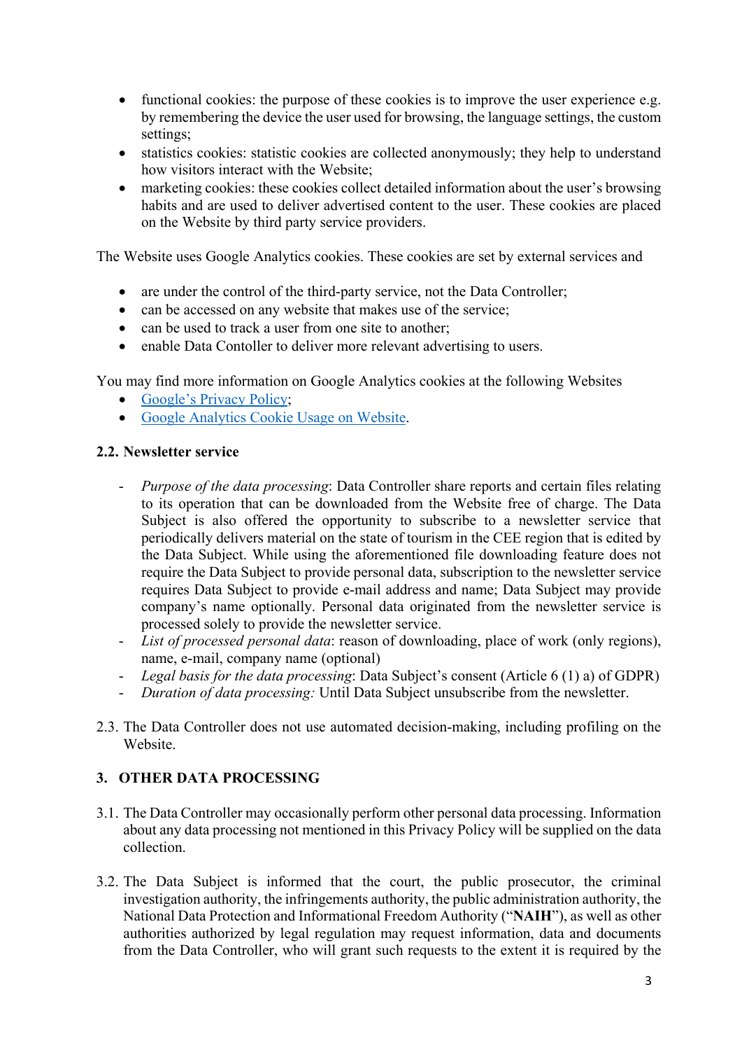- functional cookies: the purpose of these cookies is to improve the user experience e.g. by remembering the device the user used for browsing, the language settings, the custom settings;
- statistics cookies: statistic cookies are collected anonymously; they help to understand how visitors interact with the Website;
- marketing cookies: these cookies collect detailed information about the user's browsing habits and are used to deliver advertised content to the user. These cookies are placed on the Website by third party service providers.

The Website uses Google Analytics cookies. These cookies are set by external services and

- are under the control of the third-party service, not the Data Controller;
- can be accessed on any website that makes use of the service;
- can be used to track a user from one site to another;
- enable Data Contoller to deliver more relevant advertising to users.

You may find more information on Google Analytics cookies at the following Websites

- Google's Privacy Policy;
- Google Analytics Cookie Usage on Website.

### 2.2. Newsletter service

- *Purpose of the data processing*: Data Controller share reports and certain files relating to its operation that can be downloaded from the Website free of charge. The Data Subject is also offered the opportunity to subscribe to a newsletter service that periodically delivers material on the state of tourism in the CEE region that is edited by the Data Subject. While using the aforementioned file downloading feature does not require the Data Subject to provide personal data, subscription to the newsletter service requires Data Subject to provide e-mail address and name; Data Subject may provide company's name optionally. Personal data originated from the newsletter service is processed solely to provide the newsletter service.
- *List of processed personal data*: reason of downloading, place of work (only regions), name, e-mail, company name (optional)
- *Legal basis for the data processing*: Data Subject's consent (Article 6 (1) a) of GDPR)
- *Duration of data processing:* Until Data Subject unsubscribe from the newsletter.

2.3. The Data Controller does not use automated decision-making, including profiling on the Website.

## 3. OTHER DATA PROCESSING

3.1. The Data Controller may occasionally perform other personal data processing. Information about any data processing not mentioned in this Privacy Policy will be supplied on the data collection.

3.2. The Data Subject is informed that the court, the public prosecutor, the criminal investigation authority, the infringements authority, the public administration authority, the National Data Protection and Informational Freedom Authority ("**NAIH**"), as well as other authorities authorized by legal regulation may request information, data and documents from the Data Controller, who will grant such requests to the extent it is required by the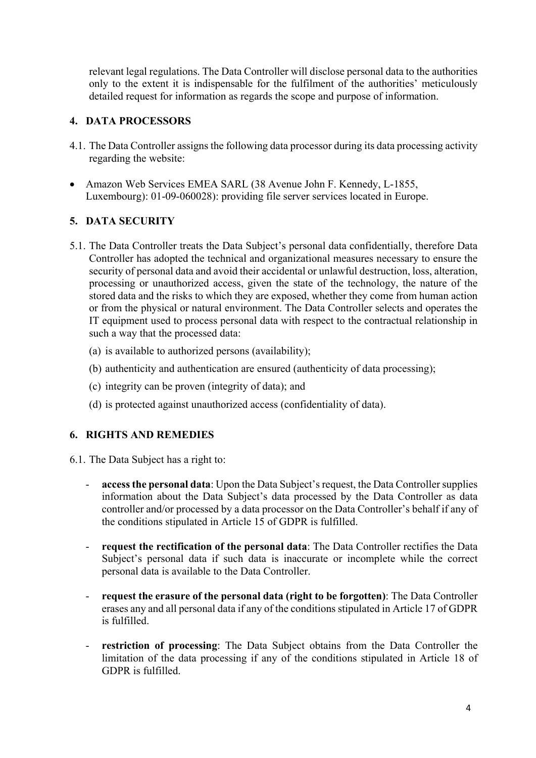relevant legal regulations. The Data Controller will disclose personal data to the authorities only to the extent it is indispensable for the fulfilment of the authorities' meticulously detailed request for information as regards the scope and purpose of information.

## 4. DATA PROCESSORS

4.1. The Data Controller assigns the following data processor during its data processing activity regarding the website:

- Amazon Web Services EMEA SARL (38 Avenue John F. Kennedy, L-1855, Luxembourg): 01-09-060028): providing file server services located in Europe.

## 5. DATA SECURITY

5.1. The Data Controller treats the Data Subject's personal data confidentially, therefore Data Controller has adopted the technical and organizational measures necessary to ensure the security of personal data and avoid their accidental or unlawful destruction, loss, alteration, processing or unauthorized access, given the state of the technology, the nature of the stored data and the risks to which they are exposed, whether they come from human action or from the physical or natural environment. The Data Controller selects and operates the IT equipment used to process personal data with respect to the contractual relationship in such a way that the processed data:

(a) is available to authorized persons (availability);

(b) authenticity and authentication are ensured (authenticity of data processing);

(c) integrity can be proven (integrity of data); and

(d) is protected against unauthorized access (confidentiality of data).

## 6. RIGHTS AND REMEDIES

6.1. The Data Subject has a right to:

- **access the personal data**: Upon the Data Subject's request, the Data Controller supplies information about the Data Subject's data processed by the Data Controller as data controller and/or processed by a data processor on the Data Controller's behalf if any of the conditions stipulated in Article 15 of GDPR is fulfilled.

- **request the rectification of the personal data**: The Data Controller rectifies the Data Subject's personal data if such data is inaccurate or incomplete while the correct personal data is available to the Data Controller.

- **request the erasure of the personal data (right to be forgotten)**: The Data Controller erases any and all personal data if any of the conditions stipulated in Article 17 of GDPR is fulfilled.

- **restriction of processing**: The Data Subject obtains from the Data Controller the limitation of the data processing if any of the conditions stipulated in Article 18 of GDPR is fulfilled.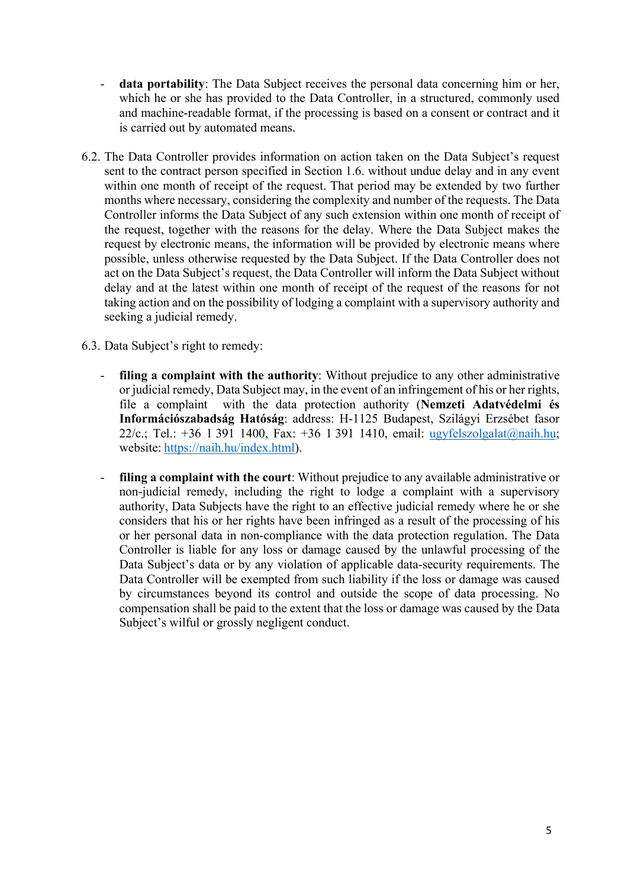- **data portability**: The Data Subject receives the personal data concerning him or her, which he or she has provided to the Data Controller, in a structured, commonly used and machine-readable format, if the processing is based on a consent or contract and it is carried out by automated means.

6.2. The Data Controller provides information on action taken on the Data Subject's request sent to the contract person specified in Section 1.6. without undue delay and in any event within one month of receipt of the request. That period may be extended by two further months where necessary, considering the complexity and number of the requests. The Data Controller informs the Data Subject of any such extension within one month of receipt of the request, together with the reasons for the delay. Where the Data Subject makes the request by electronic means, the information will be provided by electronic means where possible, unless otherwise requested by the Data Subject. If the Data Controller does not act on the Data Subject's request, the Data Controller will inform the Data Subject without delay and at the latest within one month of receipt of the request of the reasons for not taking action and on the possibility of lodging a complaint with a supervisory authority and seeking a judicial remedy.

6.3. Data Subject's right to remedy:

- **filing a complaint with the authority**: Without prejudice to any other administrative or judicial remedy, Data Subject may, in the event of an infringement of his or her rights, file a complaint with the data protection authority (**Nemzeti Adatvédelmi és Információszabadság Hatóság**: address: H-1125 Budapest, Szilágyi Erzsébet fasor 22/c.; Tel.: +36 1 391 1400, Fax: +36 1 391 1410, email: ugyfelszolgalat@naih.hu; website: https://naih.hu/index.html).

- **filing a complaint with the court**: Without prejudice to any available administrative or non-judicial remedy, including the right to lodge a complaint with a supervisory authority, Data Subjects have the right to an effective judicial remedy where he or she considers that his or her rights have been infringed as a result of the processing of his or her personal data in non-compliance with the data protection regulation. The Data Controller is liable for any loss or damage caused by the unlawful processing of the Data Subject's data or by any violation of applicable data-security requirements. The Data Controller will be exempted from such liability if the loss or damage was caused by circumstances beyond its control and outside the scope of data processing. No compensation shall be paid to the extent that the loss or damage was caused by the Data Subject's wilful or grossly negligent conduct.